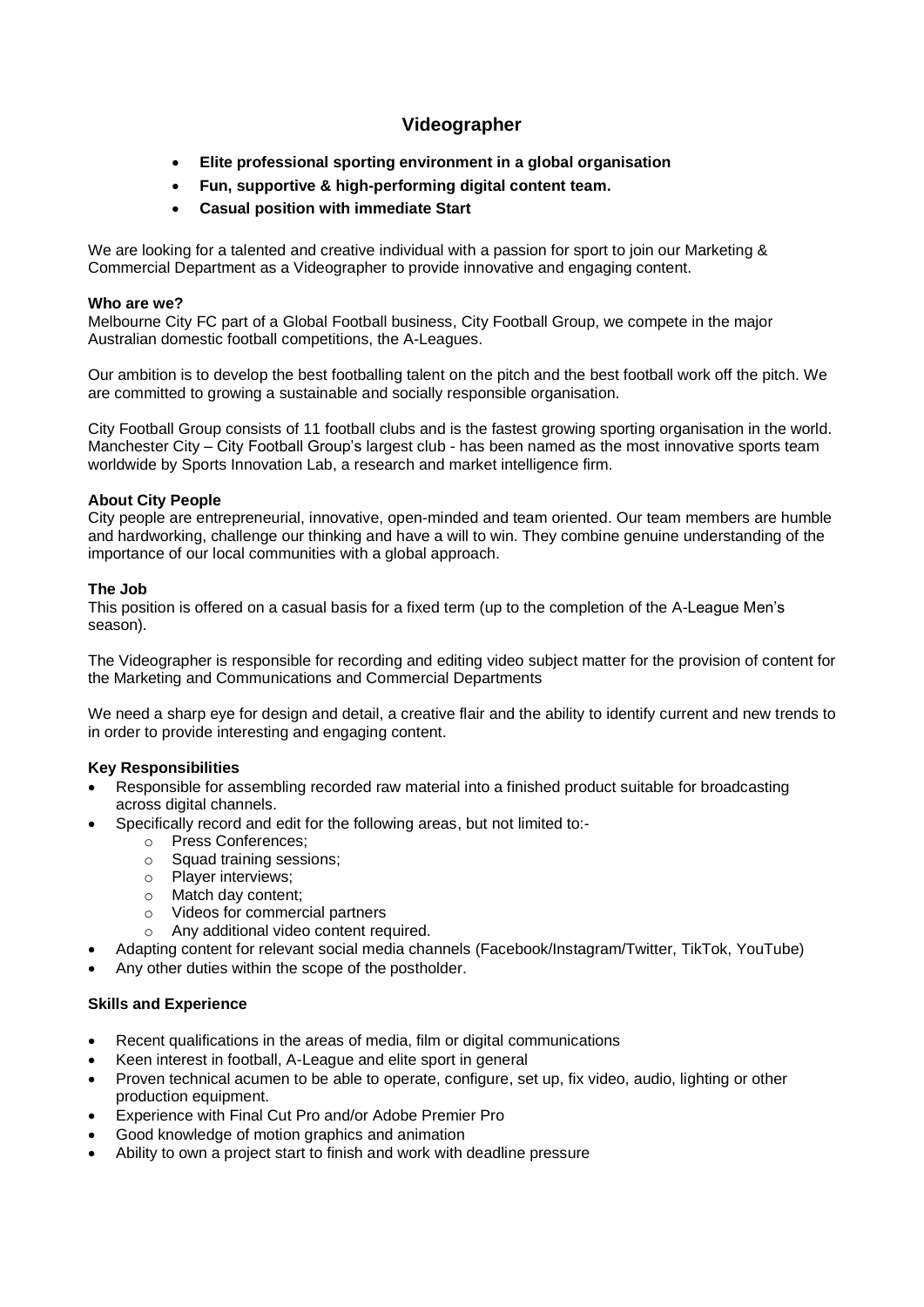# Videographer

- **Elite professional sporting environment in a global organisation**
- **Fun, supportive & high-performing digital content team.**
- **Casual position with immediate Start**

We are looking for a talented and creative individual with a passion for sport to join our Marketing & Commercial Department as a Videographer to provide innovative and engaging content.

**Who are we?**
Melbourne City FC part of a Global Football business, City Football Group, we compete in the major Australian domestic football competitions, the A-Leagues.

Our ambition is to develop the best footballing talent on the pitch and the best football work off the pitch. We are committed to growing a sustainable and socially responsible organisation.

City Football Group consists of 11 football clubs and is the fastest growing sporting organisation in the world. Manchester City – City Football Group's largest club - has been named as the most innovative sports team worldwide by Sports Innovation Lab, a research and market intelligence firm.

**About City People**
City people are entrepreneurial, innovative, open-minded and team oriented. Our team members are humble and hardworking, challenge our thinking and have a will to win. They combine genuine understanding of the importance of our local communities with a global approach.

**The Job**
This position is offered on a casual basis for a fixed term (up to the completion of the A-League Men's season).

The Videographer is responsible for recording and editing video subject matter for the provision of content for the Marketing and Communications and Commercial Departments

We need a sharp eye for design and detail, a creative flair and the ability to identify current and new trends to in order to provide interesting and engaging content.

**Key Responsibilities**

- Responsible for assembling recorded raw material into a finished product suitable for broadcasting across digital channels.
- Specifically record and edit for the following areas, but not limited to:-
  - Press Conferences;
  - Squad training sessions;
  - Player interviews;
  - Match day content;
  - Videos for commercial partners
  - Any additional video content required.
- Adapting content for relevant social media channels (Facebook/Instagram/Twitter, TikTok, YouTube)
- Any other duties within the scope of the postholder.

**Skills and Experience**

- Recent qualifications in the areas of media, film or digital communications
- Keen interest in football, A-League and elite sport in general
- Proven technical acumen to be able to operate, configure, set up, fix video, audio, lighting or other production equipment.
- Experience with Final Cut Pro and/or Adobe Premier Pro
- Good knowledge of motion graphics and animation
- Ability to own a project start to finish and work with deadline pressure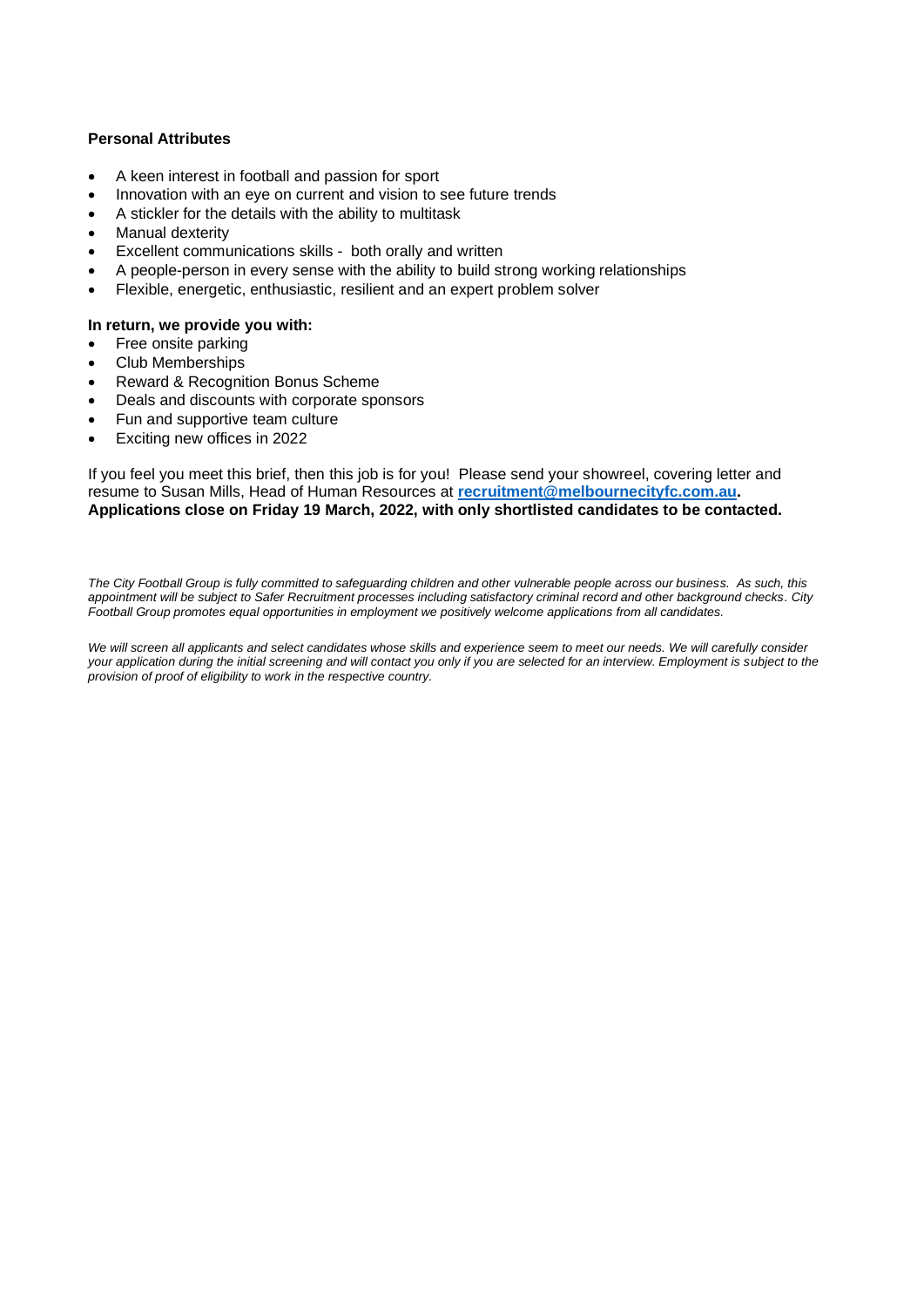**Personal Attributes**

- A keen interest in football and passion for sport
- Innovation with an eye on current and vision to see future trends
- A stickler for the details with the ability to multitask
- Manual dexterity
- Excellent communications skills - both orally and written
- A people-person in every sense with the ability to build strong working relationships
- Flexible, energetic, enthusiastic, resilient and an expert problem solver

**In return, we provide you with:**

- Free onsite parking
- Club Memberships
- Reward & Recognition Bonus Scheme
- Deals and discounts with corporate sponsors
- Fun and supportive team culture
- Exciting new offices in 2022

If you feel you meet this brief, then this job is for you! Please send your showreel, covering letter and resume to Susan Mills, Head of Human Resources at **recruitment@melbournecityfc.com.au.**
**Applications close on Friday 19 March, 2022, with only shortlisted candidates to be contacted.**

*The City Football Group is fully committed to safeguarding children and other vulnerable people across our business. As such, this appointment will be subject to Safer Recruitment processes including satisfactory criminal record and other background checks. City Football Group promotes equal opportunities in employment we positively welcome applications from all candidates.*

*We will screen all applicants and select candidates whose skills and experience seem to meet our needs. We will carefully consider your application during the initial screening and will contact you only if you are selected for an interview. Employment is subject to the provision of proof of eligibility to work in the respective country.*